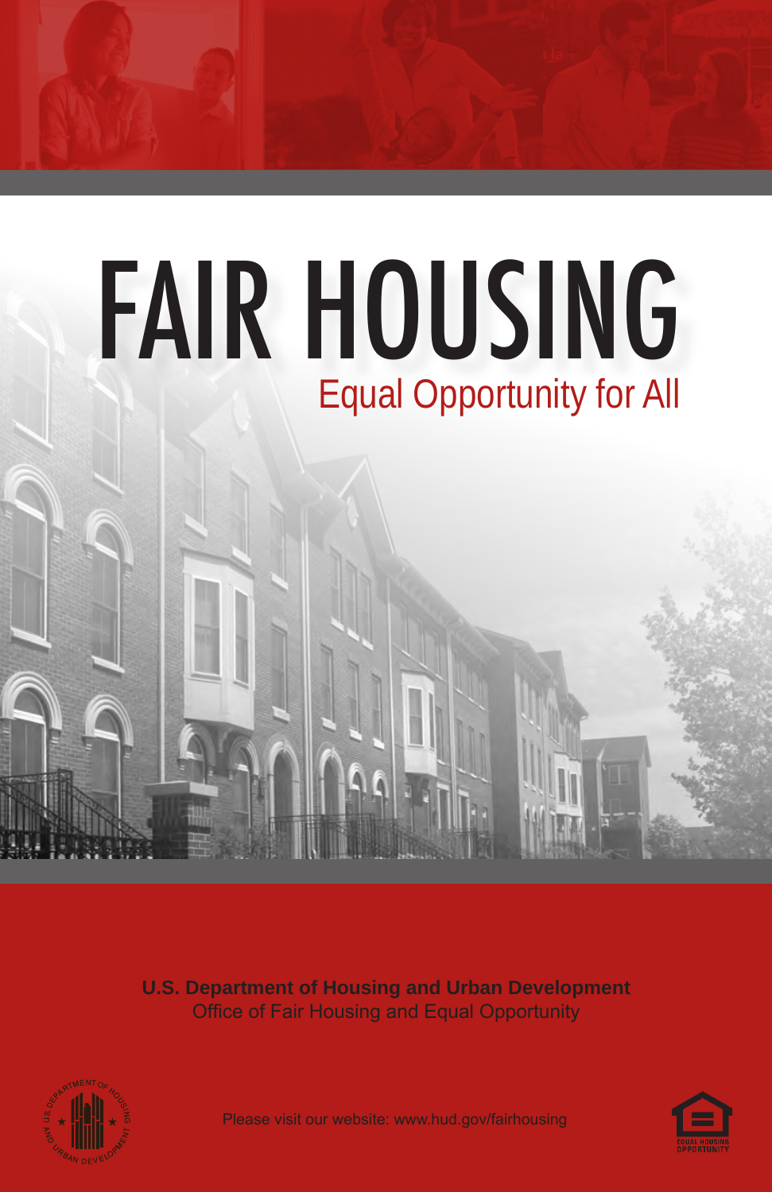# FAIR HOUSING

## Equal Opportunity for All

**U.S. Department of Housing and Urban Development**
Office of Fair Housing and Equal Opportunity

Please visit our website: www.hud.gov/fairhousing

EQUAL HOUSING OPPORTUNITY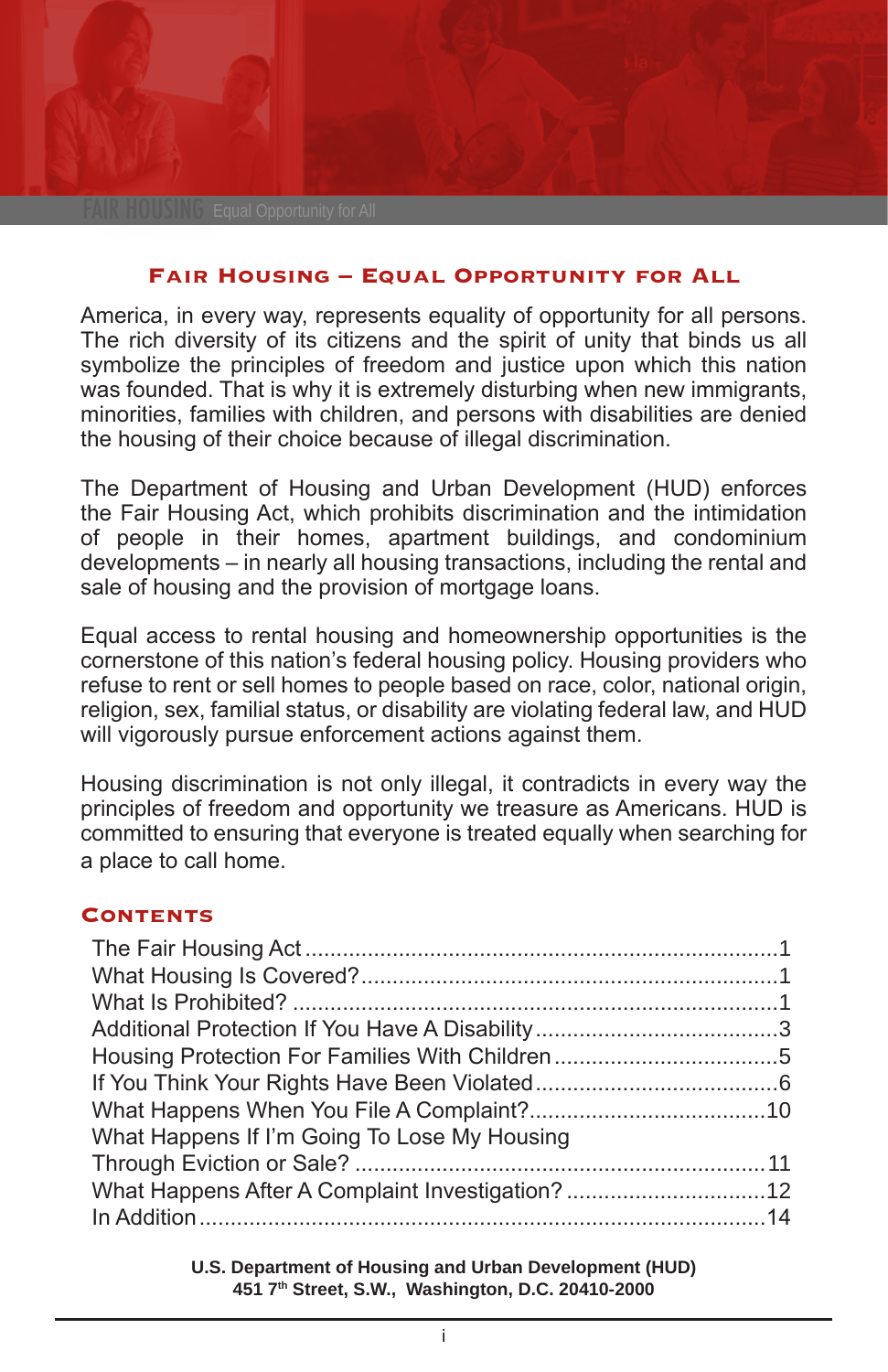FAIR HOUSING Equal Opportunity for All

## Fair Housing – Equal Opportunity for All

America, in every way, represents equality of opportunity for all persons. The rich diversity of its citizens and the spirit of unity that binds us all symbolize the principles of freedom and justice upon which this nation was founded. That is why it is extremely disturbing when new immigrants, minorities, families with children, and persons with disabilities are denied the housing of their choice because of illegal discrimination.

The Department of Housing and Urban Development (HUD) enforces the Fair Housing Act, which prohibits discrimination and the intimidation of people in their homes, apartment buildings, and condominium developments – in nearly all housing transactions, including the rental and sale of housing and the provision of mortgage loans.

Equal access to rental housing and homeownership opportunities is the cornerstone of this nation's federal housing policy. Housing providers who refuse to rent or sell homes to people based on race, color, national origin, religion, sex, familial status, or disability are violating federal law, and HUD will vigorously pursue enforcement actions against them.

Housing discrimination is not only illegal, it contradicts in every way the principles of freedom and opportunity we treasure as Americans. HUD is committed to ensuring that everyone is treated equally when searching for a place to call home.

## Contents

- The Fair Housing Act ........ 1
- What Housing Is Covered? ........ 1
- What Is Prohibited? ........ 1
- Additional Protection If You Have A Disability ........ 3
- Housing Protection For Families With Children ........ 5
- If You Think Your Rights Have Been Violated ........ 6
- What Happens When You File A Complaint? ........ 10
- What Happens If I'm Going To Lose My Housing Through Eviction or Sale? ........ 11
- What Happens After A Complaint Investigation? ........ 12
- In Addition ........ 14

**U.S. Department of Housing and Urban Development (HUD)**
**451 7th Street, S.W., Washington, D.C. 20410-2000**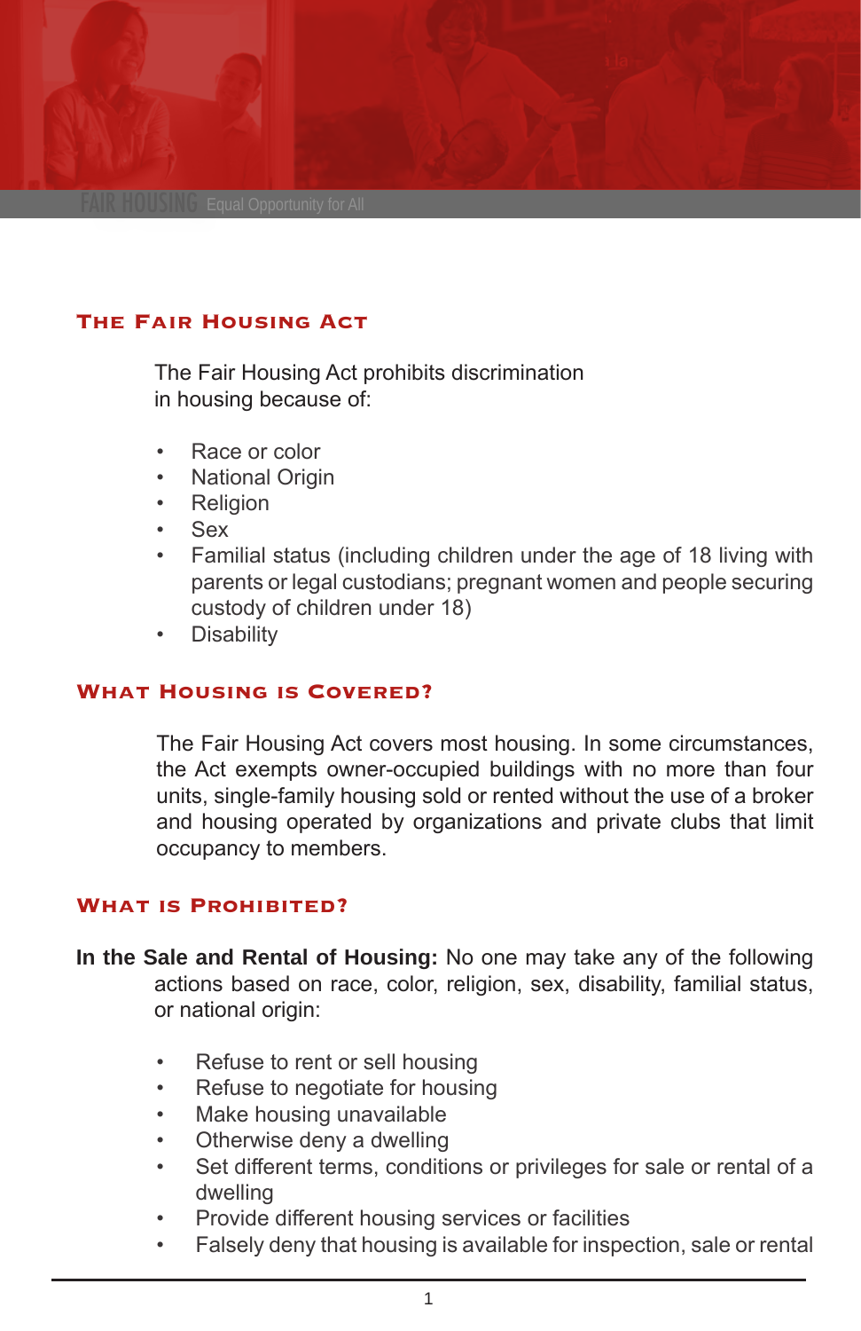FAIR HOUSING Equal Opportunity for All

## The Fair Housing Act

The Fair Housing Act prohibits discrimination in housing because of:

- Race or color
- National Origin
- Religion
- Sex
- Familial status (including children under the age of 18 living with parents or legal custodians; pregnant women and people securing custody of children under 18)
- Disability

## What Housing is Covered?

The Fair Housing Act covers most housing. In some circumstances, the Act exempts owner-occupied buildings with no more than four units, single-family housing sold or rented without the use of a broker and housing operated by organizations and private clubs that limit occupancy to members.

## What is Prohibited?

**In the Sale and Rental of Housing:** No one may take any of the following actions based on race, color, religion, sex, disability, familial status, or national origin:

- Refuse to rent or sell housing
- Refuse to negotiate for housing
- Make housing unavailable
- Otherwise deny a dwelling
- Set different terms, conditions or privileges for sale or rental of a dwelling
- Provide different housing services or facilities
- Falsely deny that housing is available for inspection, sale or rental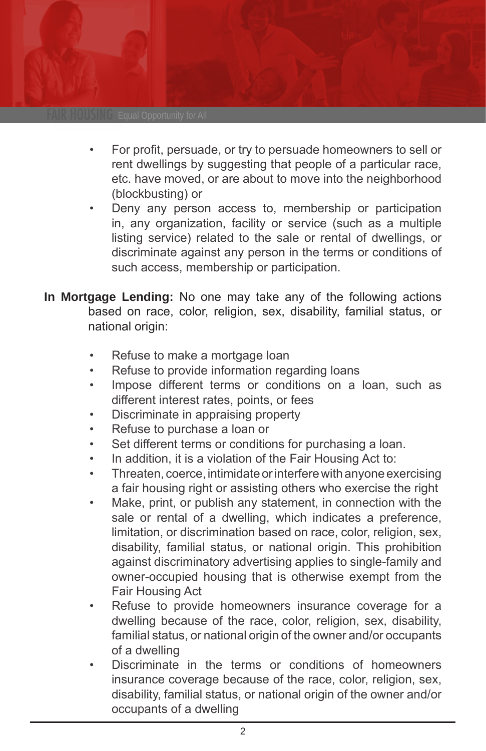- For profit, persuade, or try to persuade homeowners to sell or rent dwellings by suggesting that people of a particular race, etc. have moved, or are about to move into the neighborhood (blockbusting) or
- Deny any person access to, membership or participation in, any organization, facility or service (such as a multiple listing service) related to the sale or rental of dwellings, or discriminate against any person in the terms or conditions of such access, membership or participation.

**In Mortgage Lending:** No one may take any of the following actions based on race, color, religion, sex, disability, familial status, or national origin:

- Refuse to make a mortgage loan
- Refuse to provide information regarding loans
- Impose different terms or conditions on a loan, such as different interest rates, points, or fees
- Discriminate in appraising property
- Refuse to purchase a loan or
- Set different terms or conditions for purchasing a loan.
- In addition, it is a violation of the Fair Housing Act to:
- Threaten, coerce, intimidate or interfere with anyone exercising a fair housing right or assisting others who exercise the right
- Make, print, or publish any statement, in connection with the sale or rental of a dwelling, which indicates a preference, limitation, or discrimination based on race, color, religion, sex, disability, familial status, or national origin. This prohibition against discriminatory advertising applies to single-family and owner-occupied housing that is otherwise exempt from the Fair Housing Act
- Refuse to provide homeowners insurance coverage for a dwelling because of the race, color, religion, sex, disability, familial status, or national origin of the owner and/or occupants of a dwelling
- Discriminate in the terms or conditions of homeowners insurance coverage because of the race, color, religion, sex, disability, familial status, or national origin of the owner and/or occupants of a dwelling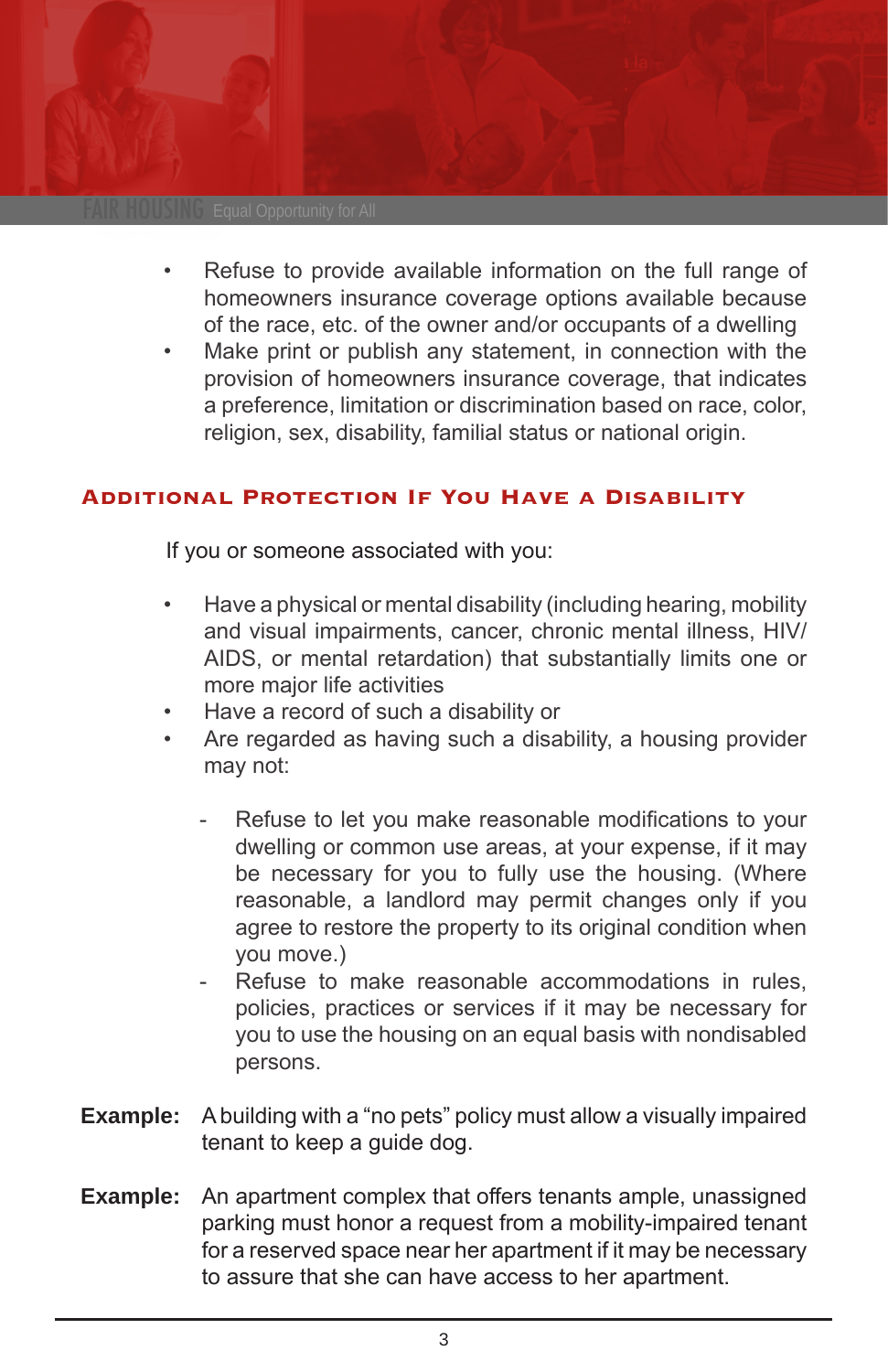- Refuse to provide available information on the full range of homeowners insurance coverage options available because of the race, etc. of the owner and/or occupants of a dwelling
- Make print or publish any statement, in connection with the provision of homeowners insurance coverage, that indicates a preference, limitation or discrimination based on race, color, religion, sex, disability, familial status or national origin.

## Additional Protection If You Have a Disability

If you or someone associated with you:

- Have a physical or mental disability (including hearing, mobility and visual impairments, cancer, chronic mental illness, HIV/AIDS, or mental retardation) that substantially limits one or more major life activities
- Have a record of such a disability or
- Are regarded as having such a disability, a housing provider may not:
  - Refuse to let you make reasonable modifications to your dwelling or common use areas, at your expense, if it may be necessary for you to fully use the housing. (Where reasonable, a landlord may permit changes only if you agree to restore the property to its original condition when you move.)
  - Refuse to make reasonable accommodations in rules, policies, practices or services if it may be necessary for you to use the housing on an equal basis with nondisabled persons.

**Example:** A building with a "no pets" policy must allow a visually impaired tenant to keep a guide dog.

**Example:** An apartment complex that offers tenants ample, unassigned parking must honor a request from a mobility-impaired tenant for a reserved space near her apartment if it may be necessary to assure that she can have access to her apartment.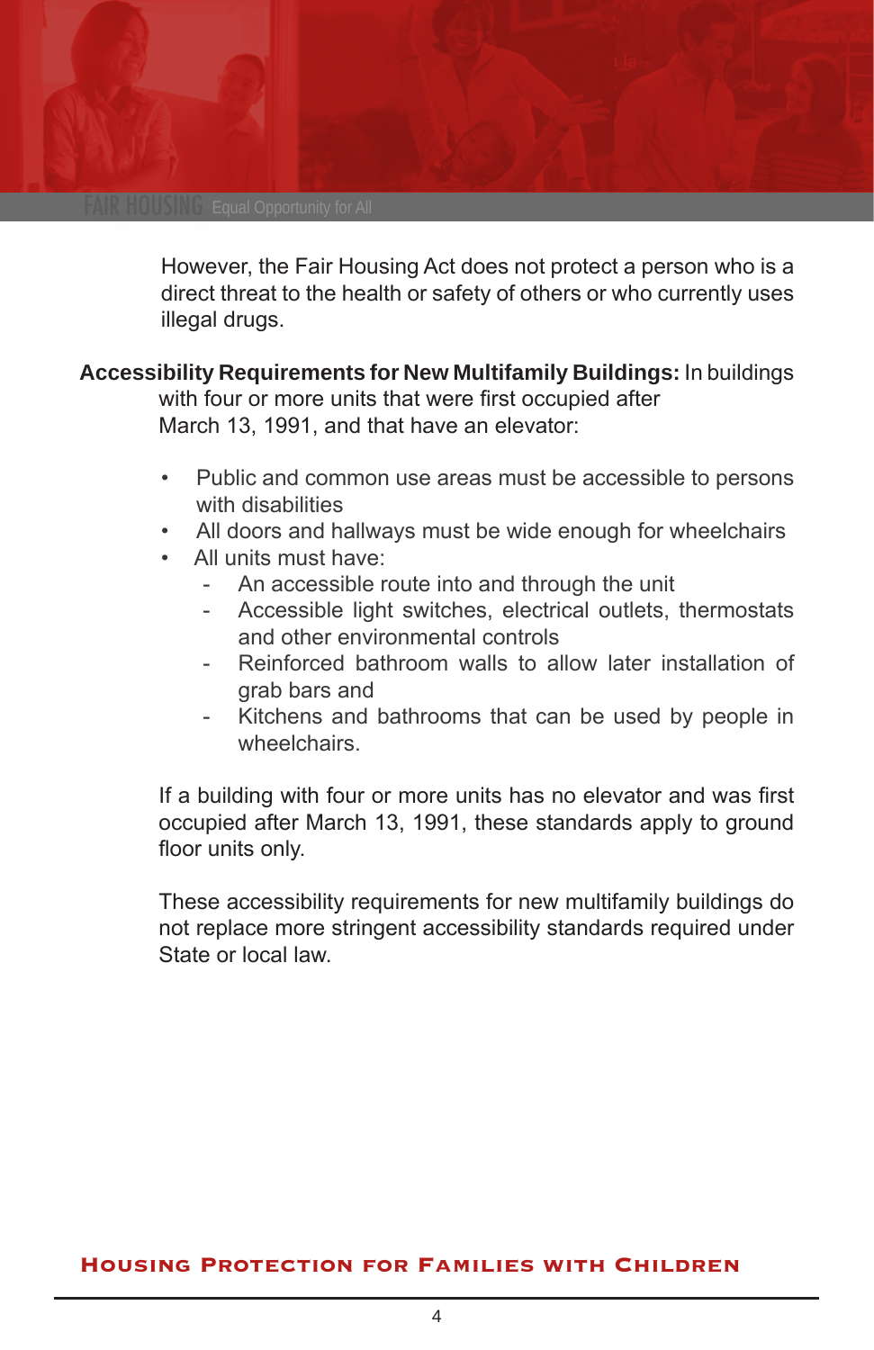However, the Fair Housing Act does not protect a person who is a direct threat to the health or safety of others or who currently uses illegal drugs.

**Accessibility Requirements for New Multifamily Buildings:** In buildings with four or more units that were first occupied after March 13, 1991, and that have an elevator:

- Public and common use areas must be accessible to persons with disabilities
- All doors and hallways must be wide enough for wheelchairs
- All units must have:
  - An accessible route into and through the unit
  - Accessible light switches, electrical outlets, thermostats and other environmental controls
  - Reinforced bathroom walls to allow later installation of grab bars and
  - Kitchens and bathrooms that can be used by people in wheelchairs.

If a building with four or more units has no elevator and was first occupied after March 13, 1991, these standards apply to ground floor units only.

These accessibility requirements for new multifamily buildings do not replace more stringent accessibility standards required under State or local law.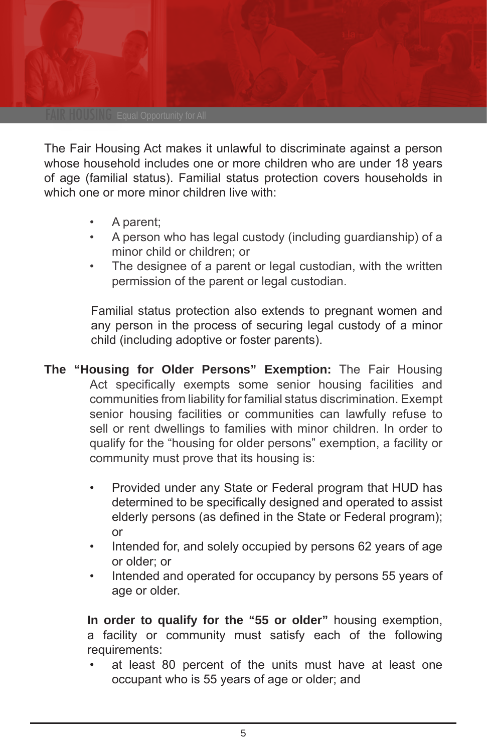The Fair Housing Act makes it unlawful to discriminate against a person whose household includes one or more children who are under 18 years of age (familial status). Familial status protection covers households in which one or more minor children live with:

- A parent;
- A person who has legal custody (including guardianship) of a minor child or children; or
- The designee of a parent or legal custodian, with the written permission of the parent or legal custodian.

Familial status protection also extends to pregnant women and any person in the process of securing legal custody of a minor child (including adoptive or foster parents).

**The "Housing for Older Persons" Exemption:** The Fair Housing Act specifically exempts some senior housing facilities and communities from liability for familial status discrimination. Exempt senior housing facilities or communities can lawfully refuse to sell or rent dwellings to families with minor children. In order to qualify for the "housing for older persons" exemption, a facility or community must prove that its housing is:

- Provided under any State or Federal program that HUD has determined to be specifically designed and operated to assist elderly persons (as defined in the State or Federal program); or
- Intended for, and solely occupied by persons 62 years of age or older; or
- Intended and operated for occupancy by persons 55 years of age or older.

**In order to qualify for the "55 or older"** housing exemption, a facility or community must satisfy each of the following requirements:

- at least 80 percent of the units must have at least one occupant who is 55 years of age or older; and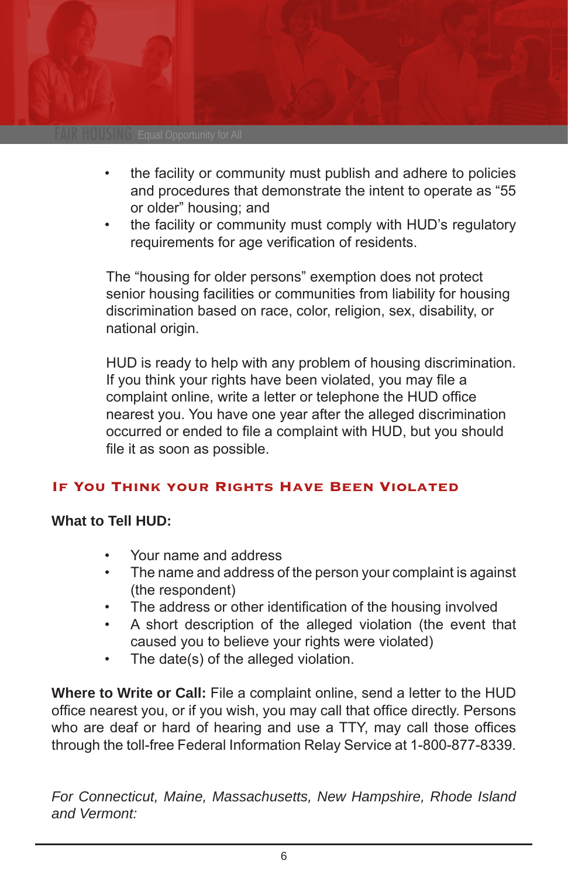- the facility or community must publish and adhere to policies and procedures that demonstrate the intent to operate as "55 or older" housing; and
- the facility or community must comply with HUD's regulatory requirements for age verification of residents.

The "housing for older persons" exemption does not protect senior housing facilities or communities from liability for housing discrimination based on race, color, religion, sex, disability, or national origin.

HUD is ready to help with any problem of housing discrimination. If you think your rights have been violated, you may file a complaint online, write a letter or telephone the HUD office nearest you. You have one year after the alleged discrimination occurred or ended to file a complaint with HUD, but you should file it as soon as possible.

## If You Think Your Rights Have Been Violated

**What to Tell HUD:**

- Your name and address
- The name and address of the person your complaint is against (the respondent)
- The address or other identification of the housing involved
- A short description of the alleged violation (the event that caused you to believe your rights were violated)
- The date(s) of the alleged violation.

**Where to Write or Call:** File a complaint online, send a letter to the HUD office nearest you, or if you wish, you may call that office directly. Persons who are deaf or hard of hearing and use a TTY, may call those offices through the toll-free Federal Information Relay Service at 1-800-877-8339.

*For Connecticut, Maine, Massachusetts, New Hampshire, Rhode Island and Vermont:*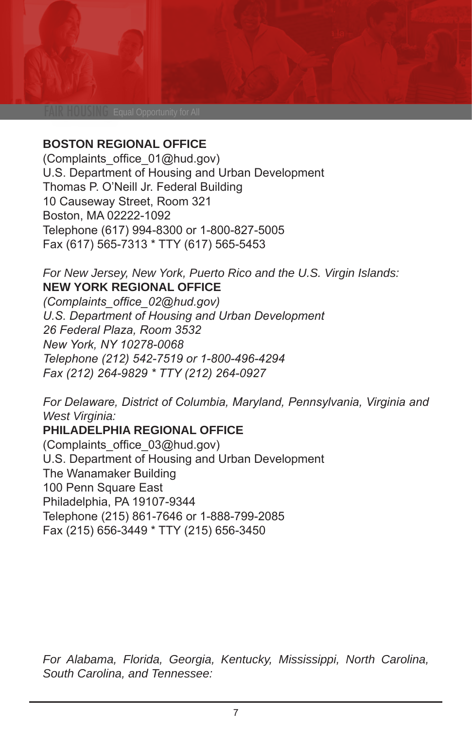**BOSTON REGIONAL OFFICE**
(Complaints_office_01@hud.gov)
U.S. Department of Housing and Urban Development
Thomas P. O'Neill Jr. Federal Building
10 Causeway Street, Room 321
Boston, MA 02222-1092
Telephone (617) 994-8300 or 1-800-827-5005
Fax (617) 565-7313 * TTY (617) 565-5453

*For New Jersey, New York, Puerto Rico and the U.S. Virgin Islands:*
**NEW YORK REGIONAL OFFICE**
*(Complaints_office_02@hud.gov)*
*U.S. Department of Housing and Urban Development*
*26 Federal Plaza, Room 3532*
*New York, NY 10278-0068*
*Telephone (212) 542-7519 or 1-800-496-4294*
*Fax (212) 264-9829 * TTY (212) 264-0927*

*For Delaware, District of Columbia, Maryland, Pennsylvania, Virginia and West Virginia:*
**PHILADELPHIA REGIONAL OFFICE**
(Complaints_office_03@hud.gov)
U.S. Department of Housing and Urban Development
The Wanamaker Building
100 Penn Square East
Philadelphia, PA 19107-9344
Telephone (215) 861-7646 or 1-888-799-2085
Fax (215) 656-3449 * TTY (215) 656-3450

*For Alabama, Florida, Georgia, Kentucky, Mississippi, North Carolina, South Carolina, and Tennessee:*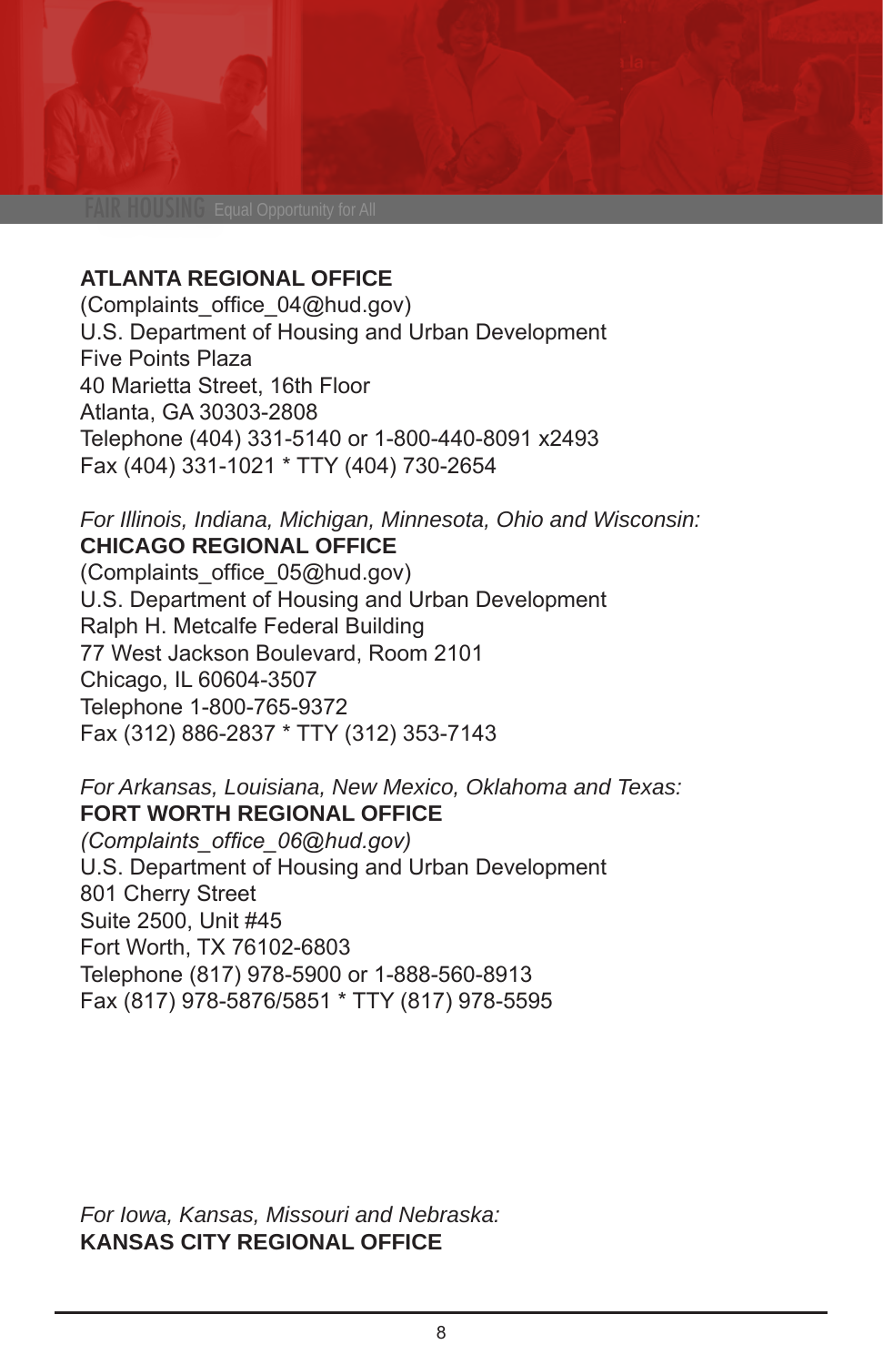**ATLANTA REGIONAL OFFICE**
(Complaints_office_04@hud.gov)
U.S. Department of Housing and Urban Development
Five Points Plaza
40 Marietta Street, 16th Floor
Atlanta, GA 30303-2808
Telephone (404) 331-5140 or 1-800-440-8091 x2493
Fax (404) 331-1021 * TTY (404) 730-2654

*For Illinois, Indiana, Michigan, Minnesota, Ohio and Wisconsin:*
**CHICAGO REGIONAL OFFICE**
(Complaints_office_05@hud.gov)
U.S. Department of Housing and Urban Development
Ralph H. Metcalfe Federal Building
77 West Jackson Boulevard, Room 2101
Chicago, IL 60604-3507
Telephone 1-800-765-9372
Fax (312) 886-2837 * TTY (312) 353-7143

*For Arkansas, Louisiana, New Mexico, Oklahoma and Texas:*
**FORT WORTH REGIONAL OFFICE**
*(Complaints_office_06@hud.gov)*
U.S. Department of Housing and Urban Development
801 Cherry Street
Suite 2500, Unit #45
Fort Worth, TX 76102-6803
Telephone (817) 978-5900 or 1-888-560-8913
Fax (817) 978-5876/5851 * TTY (817) 978-5595

*For Iowa, Kansas, Missouri and Nebraska:*
**KANSAS CITY REGIONAL OFFICE**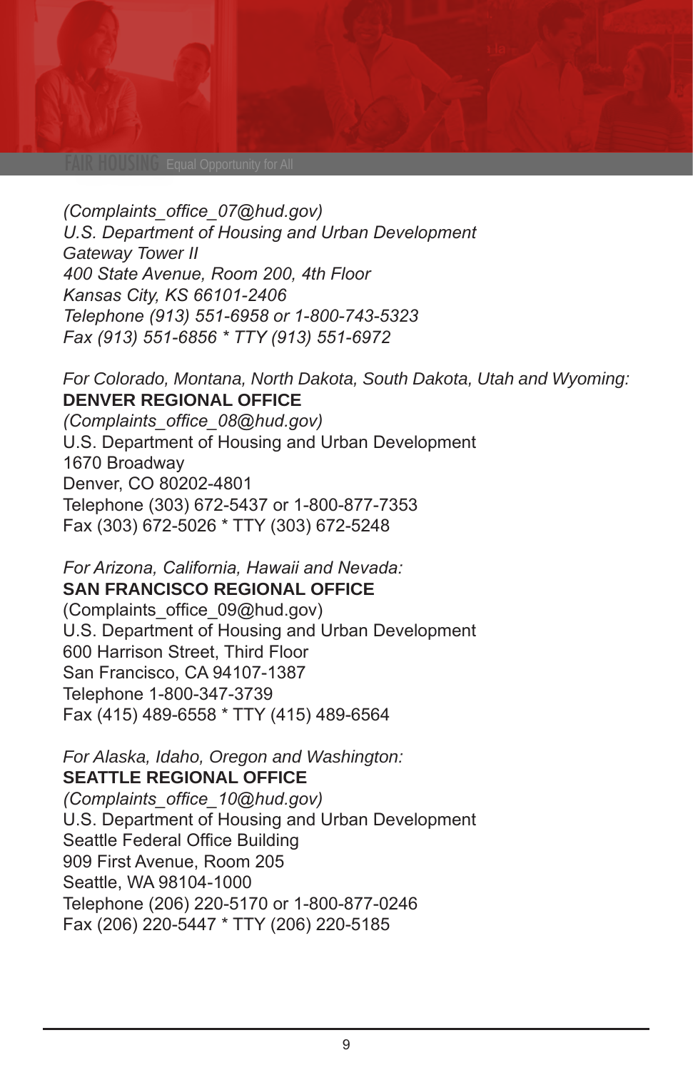*(Complaints_office_07@hud.gov)*
*U.S. Department of Housing and Urban Development*
*Gateway Tower II*
*400 State Avenue, Room 200, 4th Floor*
*Kansas City, KS 66101-2406*
*Telephone (913) 551-6958 or 1-800-743-5323*
*Fax (913) 551-6856 * TTY (913) 551-6972*

*For Colorado, Montana, North Dakota, South Dakota, Utah and Wyoming:*
**DENVER REGIONAL OFFICE**
*(Complaints_office_08@hud.gov)*
U.S. Department of Housing and Urban Development
1670 Broadway
Denver, CO 80202-4801
Telephone (303) 672-5437 or 1-800-877-7353
Fax (303) 672-5026 * TTY (303) 672-5248

*For Arizona, California, Hawaii and Nevada:*
**SAN FRANCISCO REGIONAL OFFICE**
(Complaints_office_09@hud.gov)
U.S. Department of Housing and Urban Development
600 Harrison Street, Third Floor
San Francisco, CA 94107-1387
Telephone 1-800-347-3739
Fax (415) 489-6558 * TTY (415) 489-6564

*For Alaska, Idaho, Oregon and Washington:*
**SEATTLE REGIONAL OFFICE**
*(Complaints_office_10@hud.gov)*
U.S. Department of Housing and Urban Development
Seattle Federal Office Building
909 First Avenue, Room 205
Seattle, WA 98104-1000
Telephone (206) 220-5170 or 1-800-877-0246
Fax (206) 220-5447 * TTY (206) 220-5185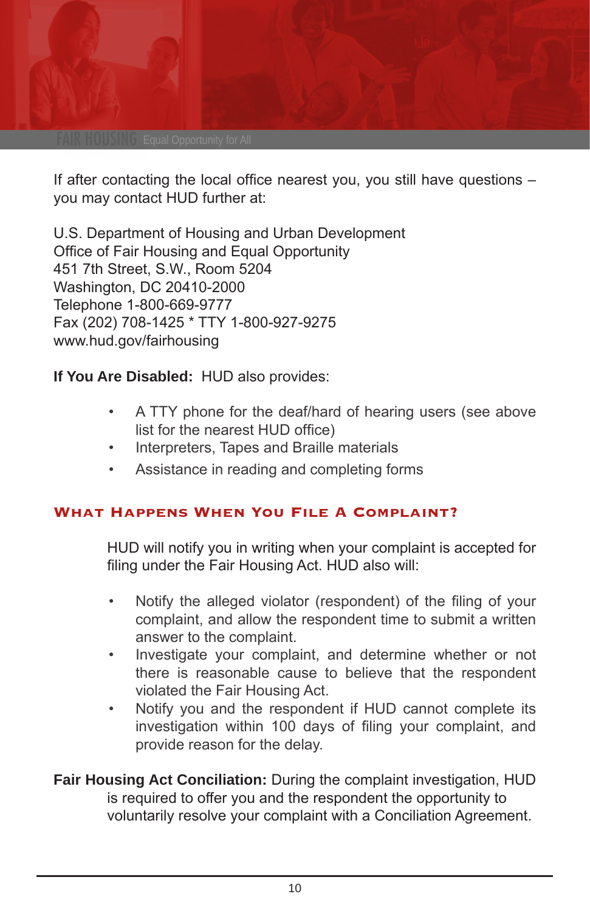If after contacting the local office nearest you, you still have questions – you may contact HUD further at:

U.S. Department of Housing and Urban Development
Office of Fair Housing and Equal Opportunity
451 7th Street, S.W., Room 5204
Washington, DC 20410-2000
Telephone 1-800-669-9777
Fax (202) 708-1425 * TTY 1-800-927-9275
www.hud.gov/fairhousing

**If You Are Disabled:** HUD also provides:

- A TTY phone for the deaf/hard of hearing users (see above list for the nearest HUD office)
- Interpreters, Tapes and Braille materials
- Assistance in reading and completing forms

## What Happens When You File A Complaint?

HUD will notify you in writing when your complaint is accepted for filing under the Fair Housing Act. HUD also will:

- Notify the alleged violator (respondent) of the filing of your complaint, and allow the respondent time to submit a written answer to the complaint.
- Investigate your complaint, and determine whether or not there is reasonable cause to believe that the respondent violated the Fair Housing Act.
- Notify you and the respondent if HUD cannot complete its investigation within 100 days of filing your complaint, and provide reason for the delay.

**Fair Housing Act Conciliation:** During the complaint investigation, HUD is required to offer you and the respondent the opportunity to voluntarily resolve your complaint with a Conciliation Agreement.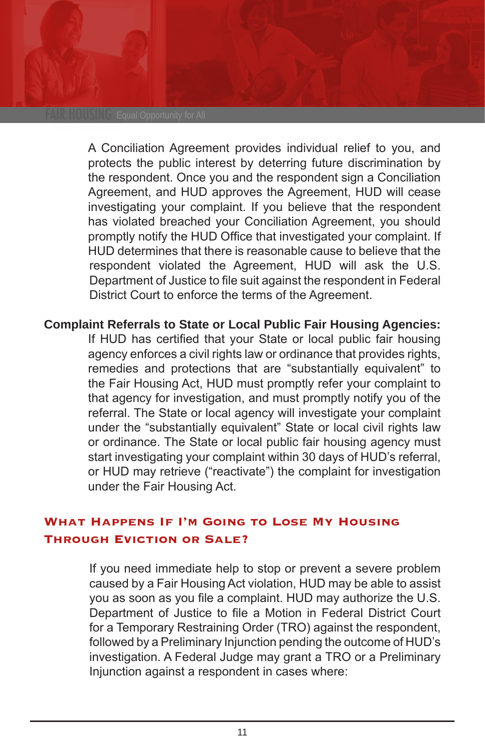A Conciliation Agreement provides individual relief to you, and protects the public interest by deterring future discrimination by the respondent. Once you and the respondent sign a Conciliation Agreement, and HUD approves the Agreement, HUD will cease investigating your complaint. If you believe that the respondent has violated breached your Conciliation Agreement, you should promptly notify the HUD Office that investigated your complaint. If HUD determines that there is reasonable cause to believe that the respondent violated the Agreement, HUD will ask the U.S. Department of Justice to file suit against the respondent in Federal District Court to enforce the terms of the Agreement.

**Complaint Referrals to State or Local Public Fair Housing Agencies:** If HUD has certified that your State or local public fair housing agency enforces a civil rights law or ordinance that provides rights, remedies and protections that are "substantially equivalent" to the Fair Housing Act, HUD must promptly refer your complaint to that agency for investigation, and must promptly notify you of the referral. The State or local agency will investigate your complaint under the "substantially equivalent" State or local civil rights law or ordinance. The State or local public fair housing agency must start investigating your complaint within 30 days of HUD's referral, or HUD may retrieve ("reactivate") the complaint for investigation under the Fair Housing Act.

## What Happens If I'm Going to Lose My Housing Through Eviction or Sale?

If you need immediate help to stop or prevent a severe problem caused by a Fair Housing Act violation, HUD may be able to assist you as soon as you file a complaint. HUD may authorize the U.S. Department of Justice to file a Motion in Federal District Court for a Temporary Restraining Order (TRO) against the respondent, followed by a Preliminary Injunction pending the outcome of HUD's investigation. A Federal Judge may grant a TRO or a Preliminary Injunction against a respondent in cases where: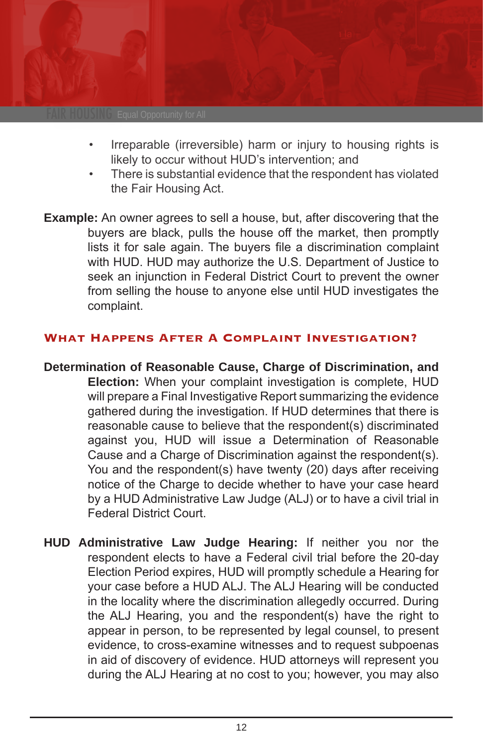- Irreparable (irreversible) harm or injury to housing rights is likely to occur without HUD's intervention; and
- There is substantial evidence that the respondent has violated the Fair Housing Act.

**Example:** An owner agrees to sell a house, but, after discovering that the buyers are black, pulls the house off the market, then promptly lists it for sale again. The buyers file a discrimination complaint with HUD. HUD may authorize the U.S. Department of Justice to seek an injunction in Federal District Court to prevent the owner from selling the house to anyone else until HUD investigates the complaint.

## WHAT HAPPENS AFTER A COMPLAINT INVESTIGATION?

**Determination of Reasonable Cause, Charge of Discrimination, and Election:** When your complaint investigation is complete, HUD will prepare a Final Investigative Report summarizing the evidence gathered during the investigation. If HUD determines that there is reasonable cause to believe that the respondent(s) discriminated against you, HUD will issue a Determination of Reasonable Cause and a Charge of Discrimination against the respondent(s). You and the respondent(s) have twenty (20) days after receiving notice of the Charge to decide whether to have your case heard by a HUD Administrative Law Judge (ALJ) or to have a civil trial in Federal District Court.

**HUD Administrative Law Judge Hearing:** If neither you nor the respondent elects to have a Federal civil trial before the 20-day Election Period expires, HUD will promptly schedule a Hearing for your case before a HUD ALJ. The ALJ Hearing will be conducted in the locality where the discrimination allegedly occurred. During the ALJ Hearing, you and the respondent(s) have the right to appear in person, to be represented by legal counsel, to present evidence, to cross-examine witnesses and to request subpoenas in aid of discovery of evidence. HUD attorneys will represent you during the ALJ Hearing at no cost to you; however, you may also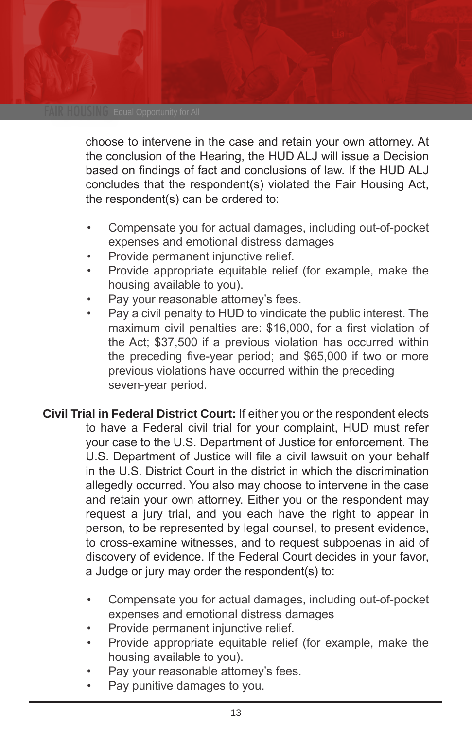choose to intervene in the case and retain your own attorney. At the conclusion of the Hearing, the HUD ALJ will issue a Decision based on findings of fact and conclusions of law. If the HUD ALJ concludes that the respondent(s) violated the Fair Housing Act, the respondent(s) can be ordered to:

- Compensate you for actual damages, including out-of-pocket expenses and emotional distress damages
- Provide permanent injunctive relief.
- Provide appropriate equitable relief (for example, make the housing available to you).
- Pay your reasonable attorney's fees.
- Pay a civil penalty to HUD to vindicate the public interest. The maximum civil penalties are: $16,000, for a first violation of the Act; $37,500 if a previous violation has occurred within the preceding five-year period; and $65,000 if two or more previous violations have occurred within the preceding seven-year period.

**Civil Trial in Federal District Court:** If either you or the respondent elects to have a Federal civil trial for your complaint, HUD must refer your case to the U.S. Department of Justice for enforcement. The U.S. Department of Justice will file a civil lawsuit on your behalf in the U.S. District Court in the district in which the discrimination allegedly occurred. You also may choose to intervene in the case and retain your own attorney. Either you or the respondent may request a jury trial, and you each have the right to appear in person, to be represented by legal counsel, to present evidence, to cross-examine witnesses, and to request subpoenas in aid of discovery of evidence. If the Federal Court decides in your favor, a Judge or jury may order the respondent(s) to:

- Compensate you for actual damages, including out-of-pocket expenses and emotional distress damages
- Provide permanent injunctive relief.
- Provide appropriate equitable relief (for example, make the housing available to you).
- Pay your reasonable attorney's fees.
- Pay punitive damages to you.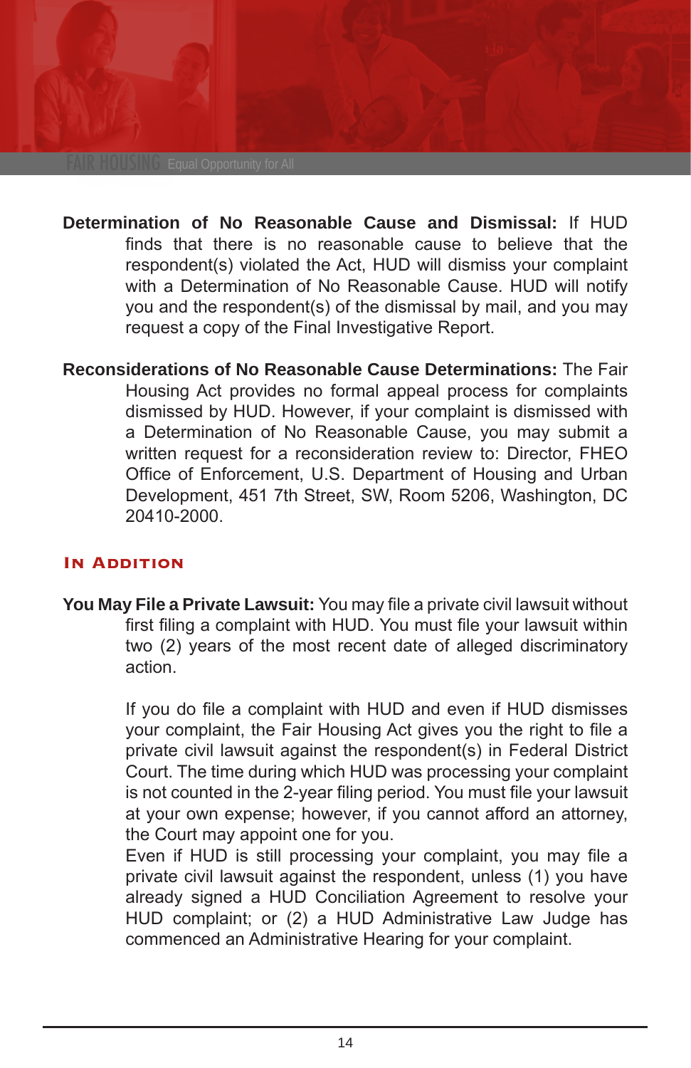**Determination of No Reasonable Cause and Dismissal:** If HUD finds that there is no reasonable cause to believe that the respondent(s) violated the Act, HUD will dismiss your complaint with a Determination of No Reasonable Cause. HUD will notify you and the respondent(s) of the dismissal by mail, and you may request a copy of the Final Investigative Report.

**Reconsiderations of No Reasonable Cause Determinations:** The Fair Housing Act provides no formal appeal process for complaints dismissed by HUD. However, if your complaint is dismissed with a Determination of No Reasonable Cause, you may submit a written request for a reconsideration review to: Director, FHEO Office of Enforcement, U.S. Department of Housing and Urban Development, 451 7th Street, SW, Room 5206, Washington, DC 20410-2000.

## In Addition

**You May File a Private Lawsuit:** You may file a private civil lawsuit without first filing a complaint with HUD. You must file your lawsuit within two (2) years of the most recent date of alleged discriminatory action.

If you do file a complaint with HUD and even if HUD dismisses your complaint, the Fair Housing Act gives you the right to file a private civil lawsuit against the respondent(s) in Federal District Court. The time during which HUD was processing your complaint is not counted in the 2-year filing period. You must file your lawsuit at your own expense; however, if you cannot afford an attorney, the Court may appoint one for you.

Even if HUD is still processing your complaint, you may file a private civil lawsuit against the respondent, unless (1) you have already signed a HUD Conciliation Agreement to resolve your HUD complaint; or (2) a HUD Administrative Law Judge has commenced an Administrative Hearing for your complaint.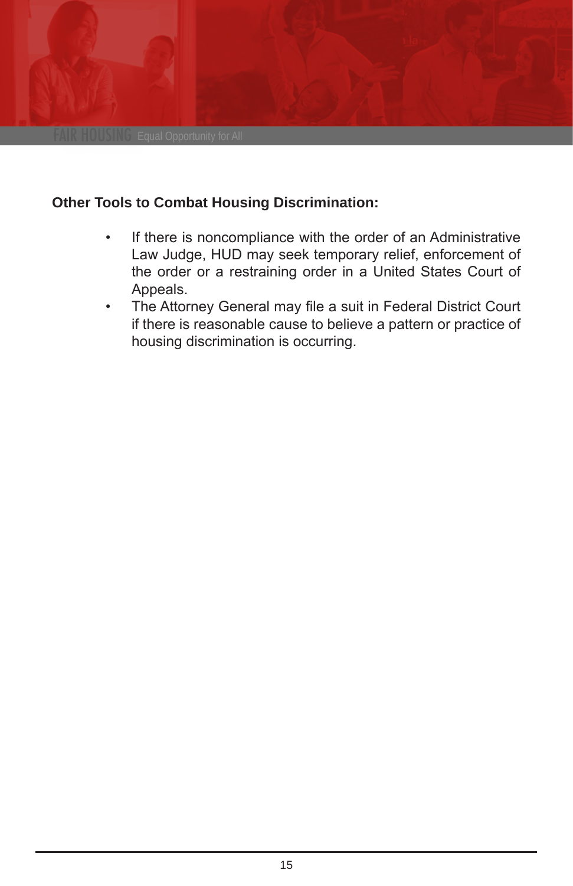**Other Tools to Combat Housing Discrimination:**

- If there is noncompliance with the order of an Administrative Law Judge, HUD may seek temporary relief, enforcement of the order or a restraining order in a United States Court of Appeals.
- The Attorney General may file a suit in Federal District Court if there is reasonable cause to believe a pattern or practice of housing discrimination is occurring.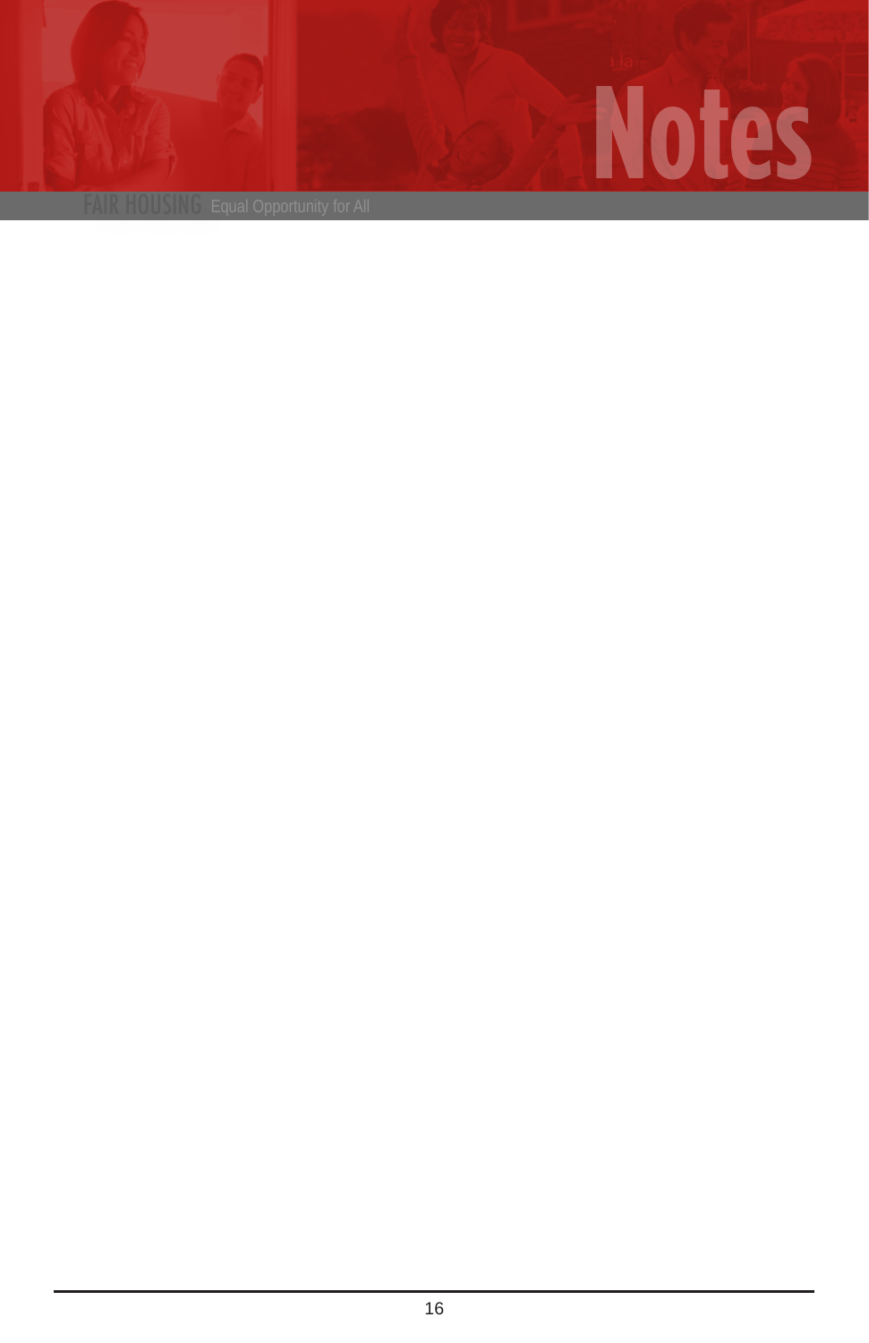# Notes

FAIR HOUSING Equal Opportunity for All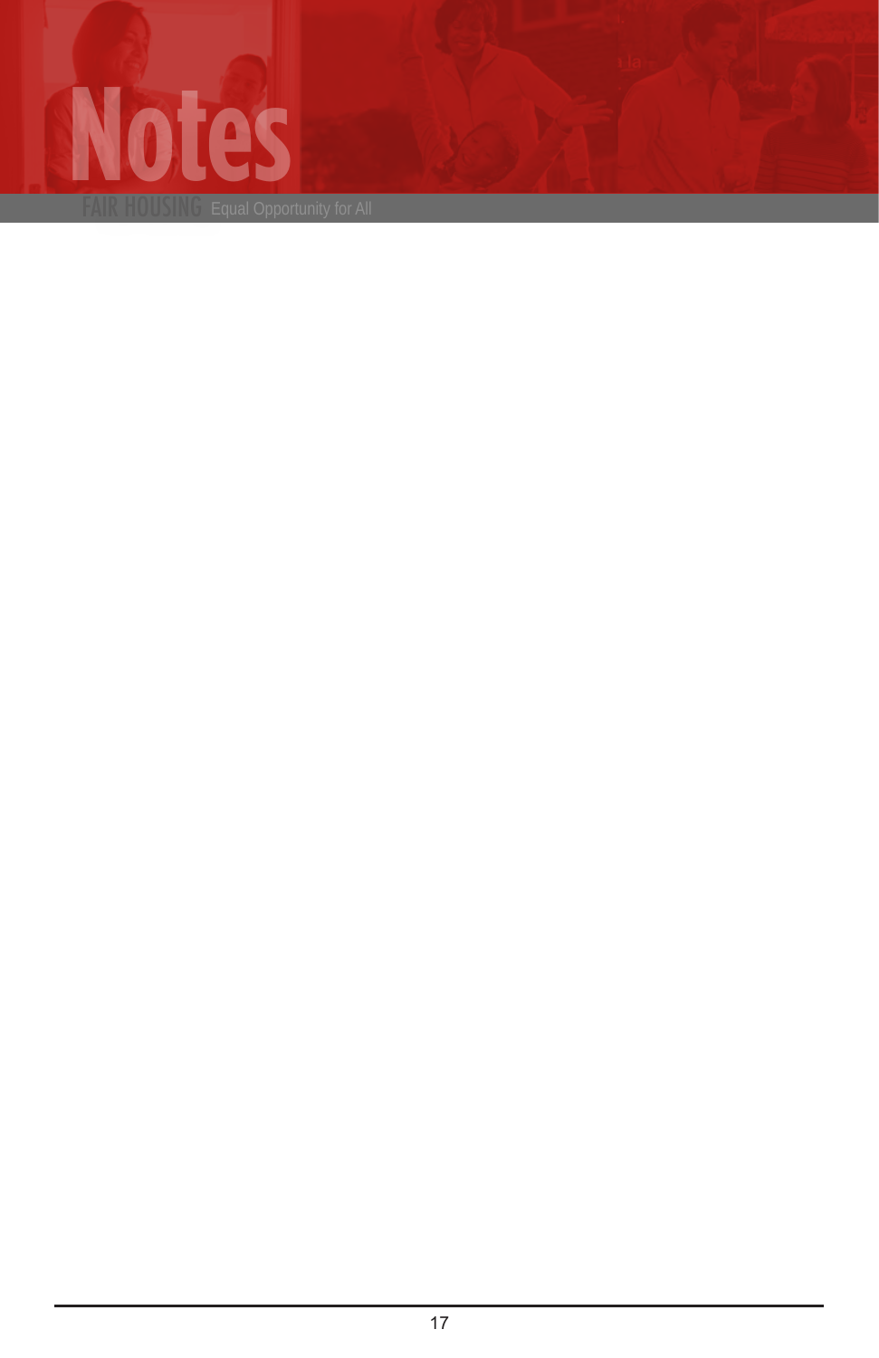# Notes

FAIR HOUSING Equal Opportunity for All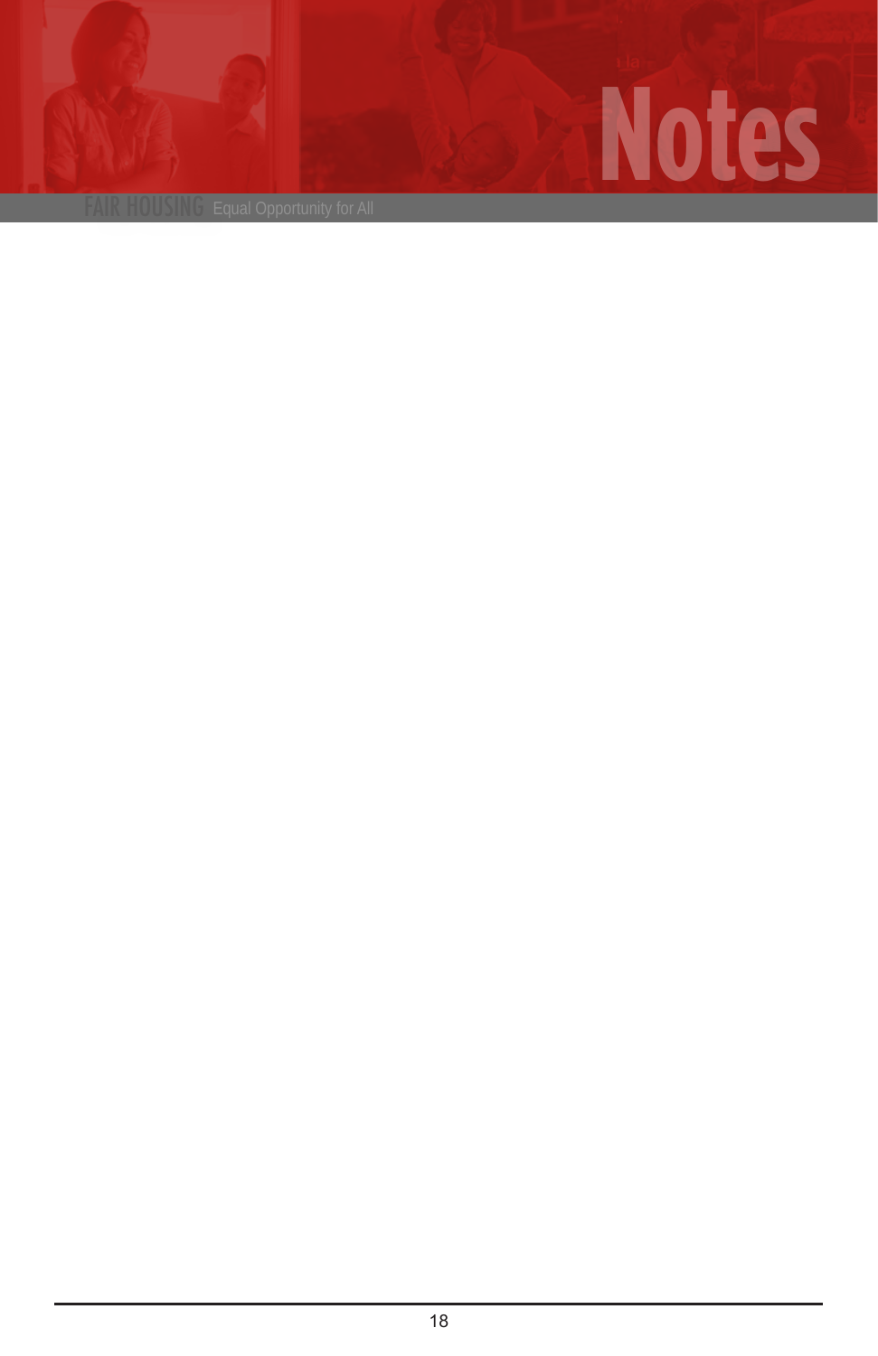# Notes

FAIR HOUSING Equal Opportunity for All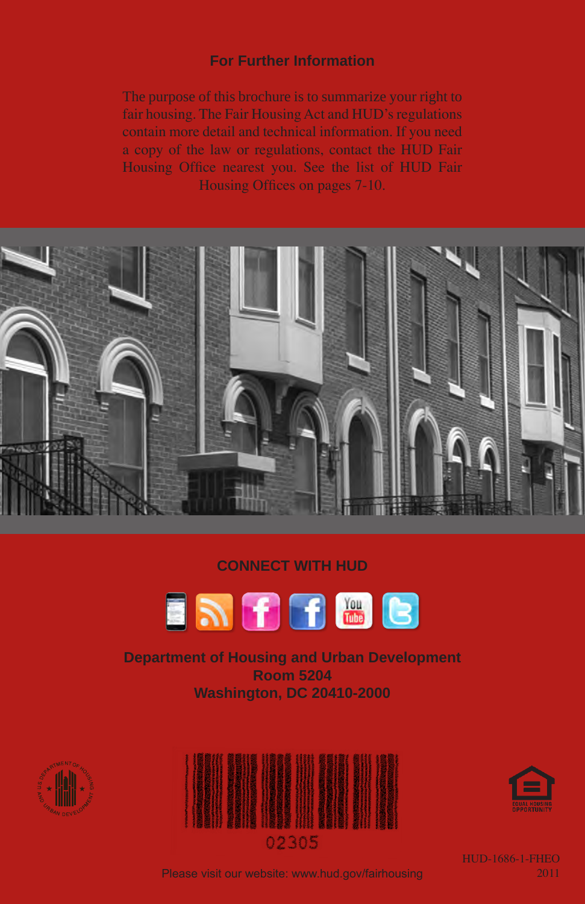## For Further Information

The purpose of this brochure is to summarize your right to fair housing. The Fair Housing Act and HUD's regulations contain more detail and technical information. If you need a copy of the law or regulations, contact the HUD Fair Housing Office nearest you. See the list of HUD Fair Housing Offices on pages 7-10.

## CONNECT WITH HUD

**Department of Housing and Urban Development**
**Room 5204**
**Washington, DC 20410-2000**

02305

Please visit our website: www.hud.gov/fairhousing

HUD-1686-1-FHEO
2011